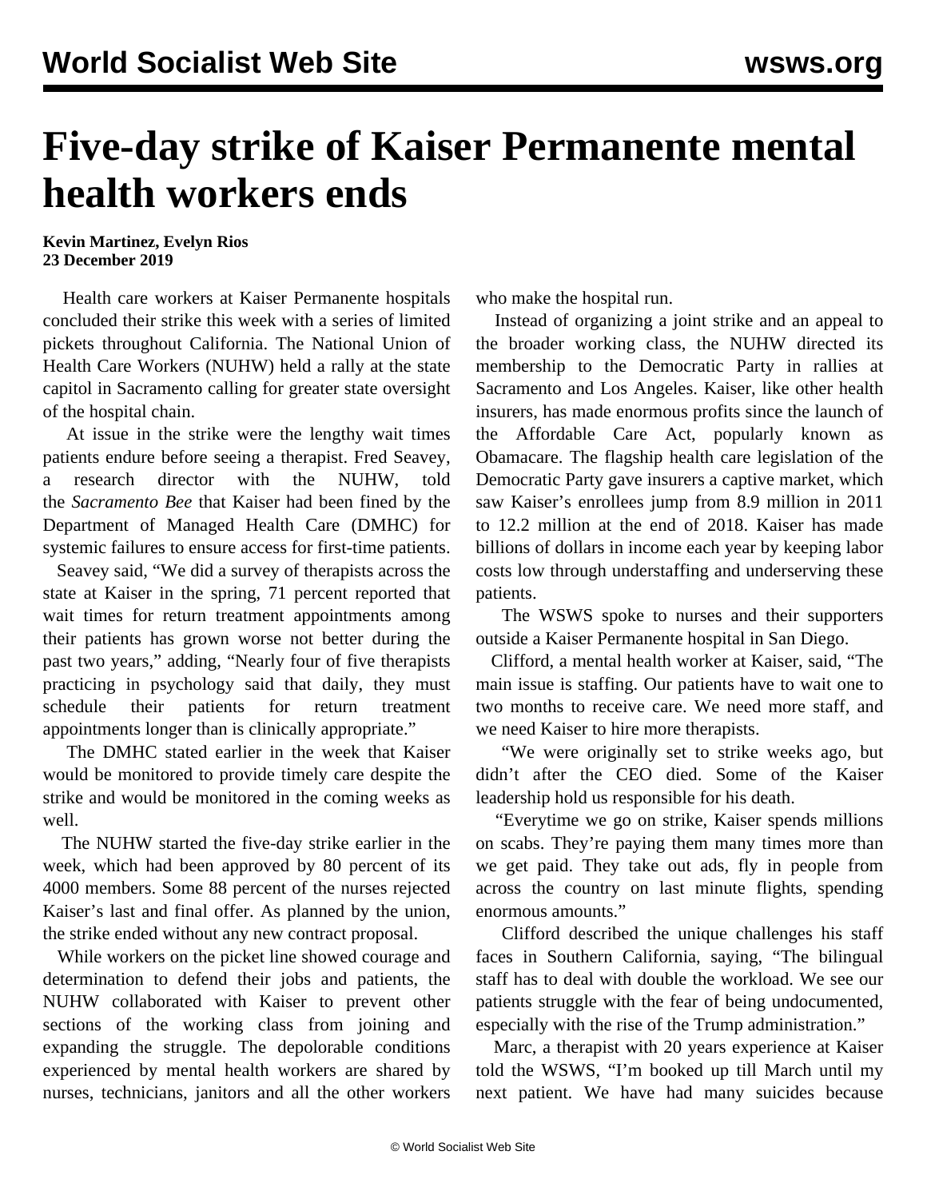# Five-day strike of Kaiser Permanente mental health workers ends

**Kevin Martinez, Evelyn Rios**
**23 December 2019**

Health care workers at Kaiser Permanente hospitals concluded their strike this week with a series of limited pickets throughout California. The National Union of Health Care Workers (NUHW) held a rally at the state capitol in Sacramento calling for greater state oversight of the hospital chain.

At issue in the strike were the lengthy wait times patients endure before seeing a therapist. Fred Seavey, a research director with the NUHW, told the *Sacramento Bee* that Kaiser had been fined by the Department of Managed Health Care (DMHC) for systemic failures to ensure access for first-time patients.

Seavey said, "We did a survey of therapists across the state at Kaiser in the spring, 71 percent reported that wait times for return treatment appointments among their patients has grown worse not better during the past two years," adding, "Nearly four of five therapists practicing in psychology said that daily, they must schedule their patients for return treatment appointments longer than is clinically appropriate."

The DMHC stated earlier in the week that Kaiser would be monitored to provide timely care despite the strike and would be monitored in the coming weeks as well.

The NUHW started the five-day strike earlier in the week, which had been approved by 80 percent of its 4000 members. Some 88 percent of the nurses rejected Kaiser's last and final offer. As planned by the union, the strike ended without any new contract proposal.

While workers on the picket line showed courage and determination to defend their jobs and patients, the NUHW collaborated with Kaiser to prevent other sections of the working class from joining and expanding the struggle. The depolorable conditions experienced by mental health workers are shared by nurses, technicians, janitors and all the other workers who make the hospital run.

Instead of organizing a joint strike and an appeal to the broader working class, the NUHW directed its membership to the Democratic Party in rallies at Sacramento and Los Angeles. Kaiser, like other health insurers, has made enormous profits since the launch of the Affordable Care Act, popularly known as Obamacare. The flagship health care legislation of the Democratic Party gave insurers a captive market, which saw Kaiser's enrollees jump from 8.9 million in 2011 to 12.2 million at the end of 2018. Kaiser has made billions of dollars in income each year by keeping labor costs low through understaffing and underserving these patients.

The WSWS spoke to nurses and their supporters outside a Kaiser Permanente hospital in San Diego.

Clifford, a mental health worker at Kaiser, said, "The main issue is staffing. Our patients have to wait one to two months to receive care. We need more staff, and we need Kaiser to hire more therapists.

"We were originally set to strike weeks ago, but didn't after the CEO died. Some of the Kaiser leadership hold us responsible for his death.

"Everytime we go on strike, Kaiser spends millions on scabs. They're paying them many times more than we get paid. They take out ads, fly in people from across the country on last minute flights, spending enormous amounts."

Clifford described the unique challenges his staff faces in Southern California, saying, "The bilingual staff has to deal with double the workload. We see our patients struggle with the fear of being undocumented, especially with the rise of the Trump administration."

Marc, a therapist with 20 years experience at Kaiser told the WSWS, "I'm booked up till March until my next patient. We have had many suicides because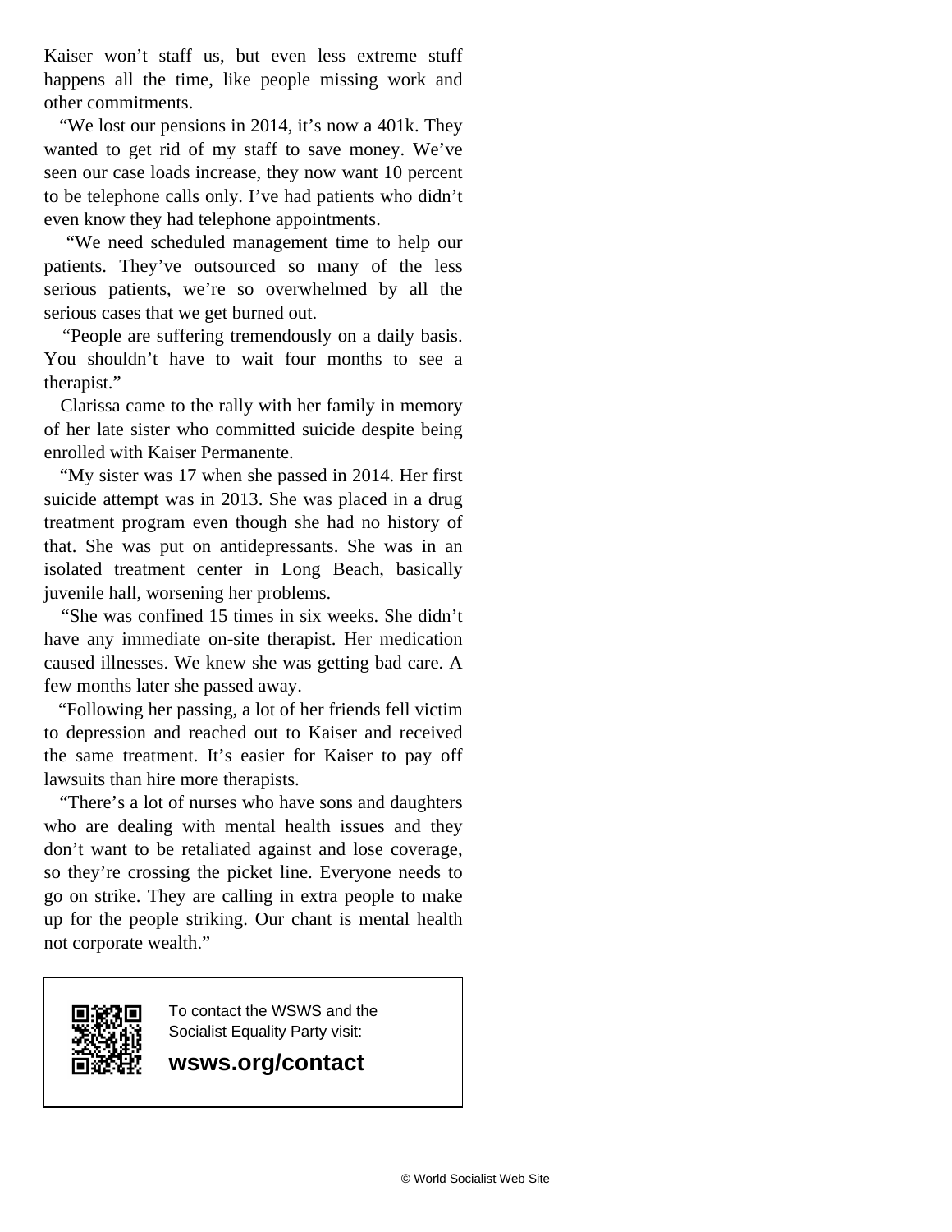Kaiser won't staff us, but even less extreme stuff happens all the time, like people missing work and other commitments.

"We lost our pensions in 2014, it's now a 401k. They wanted to get rid of my staff to save money. We've seen our case loads increase, they now want 10 percent to be telephone calls only. I've had patients who didn't even know they had telephone appointments.

"We need scheduled management time to help our patients. They've outsourced so many of the less serious patients, we're so overwhelmed by all the serious cases that we get burned out.

"People are suffering tremendously on a daily basis. You shouldn't have to wait four months to see a therapist."

Clarissa came to the rally with her family in memory of her late sister who committed suicide despite being enrolled with Kaiser Permanente.

"My sister was 17 when she passed in 2014. Her first suicide attempt was in 2013. She was placed in a drug treatment program even though she had no history of that. She was put on antidepressants. She was in an isolated treatment center in Long Beach, basically juvenile hall, worsening her problems.

"She was confined 15 times in six weeks. She didn't have any immediate on-site therapist. Her medication caused illnesses. We knew she was getting bad care. A few months later she passed away.

"Following her passing, a lot of her friends fell victim to depression and reached out to Kaiser and received the same treatment. It's easier for Kaiser to pay off lawsuits than hire more therapists.

"There's a lot of nurses who have sons and daughters who are dealing with mental health issues and they don't want to be retaliated against and lose coverage, so they're crossing the picket line. Everyone needs to go on strike. They are calling in extra people to make up for the people striking. Our chant is mental health not corporate wealth."

To contact the WSWS and the Socialist Equality Party visit:

**wsws.org/contact**